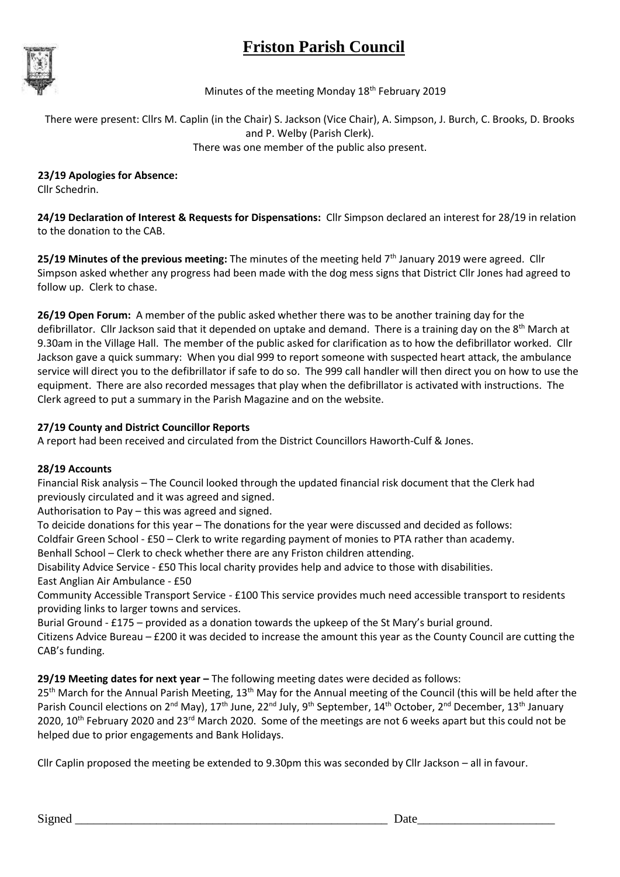# Friston Parish Council

Minutes of the meeting Monday 18th February 2019

There were present: Cllrs M. Caplin (in the Chair) S. Jackson (Vice Chair), A. Simpson, J. Burch, C. Brooks, D. Brooks and P. Welby (Parish Clerk).
There was one member of the public also present.

**23/19 Apologies for Absence:**
Cllr Schedrin.

**24/19 Declaration of Interest & Requests for Dispensations:** Cllr Simpson declared an interest for 28/19 in relation to the donation to the CAB.

**25/19 Minutes of the previous meeting:** The minutes of the meeting held 7th January 2019 were agreed. Cllr Simpson asked whether any progress had been made with the dog mess signs that District Cllr Jones had agreed to follow up. Clerk to chase.

**26/19 Open Forum:** A member of the public asked whether there was to be another training day for the defibrillator. Cllr Jackson said that it depended on uptake and demand. There is a training day on the 8th March at 9.30am in the Village Hall. The member of the public asked for clarification as to how the defibrillator worked. Cllr Jackson gave a quick summary: When you dial 999 to report someone with suspected heart attack, the ambulance service will direct you to the defibrillator if safe to do so. The 999 call handler will then direct you on how to use the equipment. There are also recorded messages that play when the defibrillator is activated with instructions. The Clerk agreed to put a summary in the Parish Magazine and on the website.

**27/19 County and District Councillor Reports**
A report had been received and circulated from the District Councillors Haworth-Culf & Jones.

**28/19 Accounts**
Financial Risk analysis – The Council looked through the updated financial risk document that the Clerk had previously circulated and it was agreed and signed.
Authorisation to Pay – this was agreed and signed.
To deicide donations for this year – The donations for the year were discussed and decided as follows:
Coldfair Green School - £50 – Clerk to write regarding payment of monies to PTA rather than academy.
Benhall School – Clerk to check whether there are any Friston children attending.
Disability Advice Service - £50 This local charity provides help and advice to those with disabilities.
East Anglian Air Ambulance - £50
Community Accessible Transport Service - £100 This service provides much need accessible transport to residents providing links to larger towns and services.
Burial Ground - £175 – provided as a donation towards the upkeep of the St Mary's burial ground.
Citizens Advice Bureau – £200 it was decided to increase the amount this year as the County Council are cutting the CAB's funding.

**29/19 Meeting dates for next year –** The following meeting dates were decided as follows:
25th March for the Annual Parish Meeting, 13th May for the Annual meeting of the Council (this will be held after the Parish Council elections on 2nd May), 17th June, 22nd July, 9th September, 14th October, 2nd December, 13th January 2020, 10th February 2020 and 23rd March 2020. Some of the meetings are not 6 weeks apart but this could not be helped due to prior engagements and Bank Holidays.

Cllr Caplin proposed the meeting be extended to 9.30pm this was seconded by Cllr Jackson – all in favour.

Signed \_\_\_\_\_\_\_\_\_\_\_\_\_\_\_\_\_\_\_\_\_\_\_\_\_\_\_\_\_\_\_\_\_\_\_\_\_\_\_\_ Date\_\_\_\_\_\_\_\_\_\_\_\_\_\_\_\_\_\_\_\_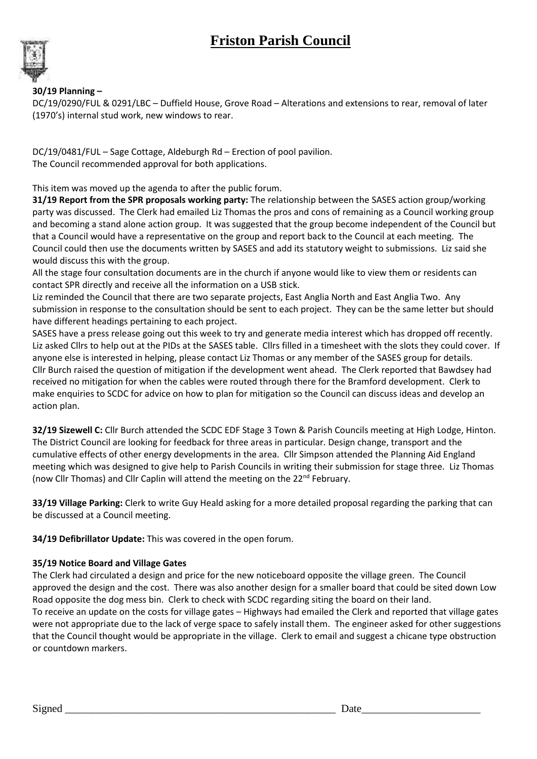# Friston Parish Council

**30/19 Planning –**

DC/19/0290/FUL & 0291/LBC – Duffield House, Grove Road – Alterations and extensions to rear, removal of later (1970's) internal stud work, new windows to rear.

DC/19/0481/FUL – Sage Cottage, Aldeburgh Rd – Erection of pool pavilion.
The Council recommended approval for both applications.

This item was moved up the agenda to after the public forum.

**31/19 Report from the SPR proposals working party:** The relationship between the SASES action group/working party was discussed. The Clerk had emailed Liz Thomas the pros and cons of remaining as a Council working group and becoming a stand alone action group. It was suggested that the group become independent of the Council but that a Council would have a representative on the group and report back to the Council at each meeting. The Council could then use the documents written by SASES and add its statutory weight to submissions. Liz said she would discuss this with the group.

All the stage four consultation documents are in the church if anyone would like to view them or residents can contact SPR directly and receive all the information on a USB stick.

Liz reminded the Council that there are two separate projects, East Anglia North and East Anglia Two. Any submission in response to the consultation should be sent to each project. They can be the same letter but should have different headings pertaining to each project.

SASES have a press release going out this week to try and generate media interest which has dropped off recently. Liz asked Cllrs to help out at the PIDs at the SASES table. Cllrs filled in a timesheet with the slots they could cover. If anyone else is interested in helping, please contact Liz Thomas or any member of the SASES group for details.

Cllr Burch raised the question of mitigation if the development went ahead. The Clerk reported that Bawdsey had received no mitigation for when the cables were routed through there for the Bramford development. Clerk to make enquiries to SCDC for advice on how to plan for mitigation so the Council can discuss ideas and develop an action plan.

**32/19 Sizewell C:** Cllr Burch attended the SCDC EDF Stage 3 Town & Parish Councils meeting at High Lodge, Hinton. The District Council are looking for feedback for three areas in particular. Design change, transport and the cumulative effects of other energy developments in the area. Cllr Simpson attended the Planning Aid England meeting which was designed to give help to Parish Councils in writing their submission for stage three. Liz Thomas (now Cllr Thomas) and Cllr Caplin will attend the meeting on the 22nd February.

**33/19 Village Parking:** Clerk to write Guy Heald asking for a more detailed proposal regarding the parking that can be discussed at a Council meeting.

**34/19 Defibrillator Update:** This was covered in the open forum.

**35/19 Notice Board and Village Gates**

The Clerk had circulated a design and price for the new noticeboard opposite the village green. The Council approved the design and the cost. There was also another design for a smaller board that could be sited down Low Road opposite the dog mess bin. Clerk to check with SCDC regarding siting the board on their land.

To receive an update on the costs for village gates – Highways had emailed the Clerk and reported that village gates were not appropriate due to the lack of verge space to safely install them. The engineer asked for other suggestions that the Council thought would be appropriate in the village. Clerk to email and suggest a chicane type obstruction or countdown markers.

Signed ____________________________________________________ Date______________________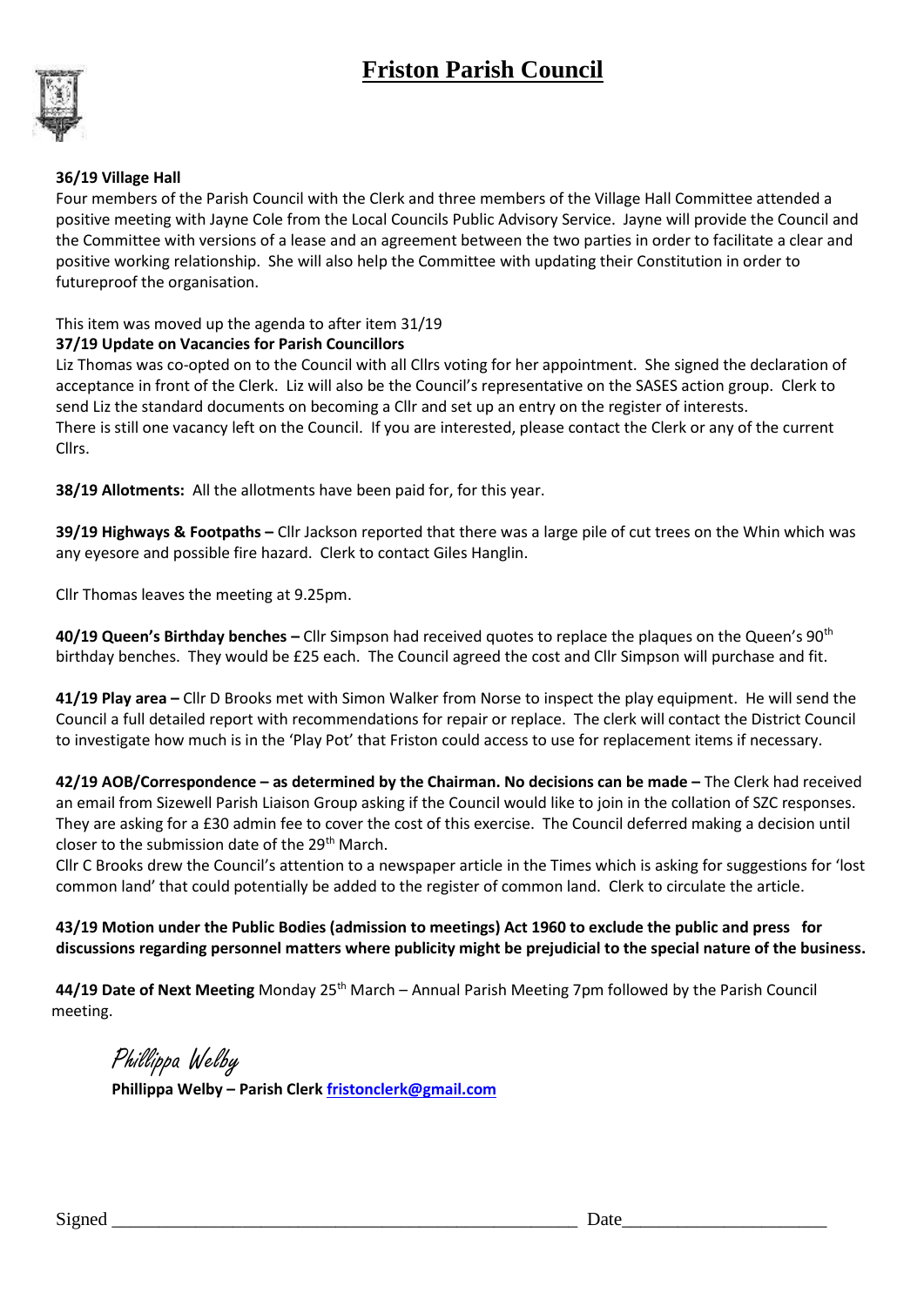# Friston Parish Council

**36/19 Village Hall**

Four members of the Parish Council with the Clerk and three members of the Village Hall Committee attended a positive meeting with Jayne Cole from the Local Councils Public Advisory Service. Jayne will provide the Council and the Committee with versions of a lease and an agreement between the two parties in order to facilitate a clear and positive working relationship. She will also help the Committee with updating their Constitution in order to futureproof the organisation.

This item was moved up the agenda to after item 31/19

**37/19 Update on Vacancies for Parish Councillors**

Liz Thomas was co-opted on to the Council with all Cllrs voting for her appointment. She signed the declaration of acceptance in front of the Clerk. Liz will also be the Council's representative on the SASES action group. Clerk to send Liz the standard documents on becoming a Cllr and set up an entry on the register of interests.
There is still one vacancy left on the Council. If you are interested, please contact the Clerk or any of the current Cllrs.

**38/19 Allotments:** All the allotments have been paid for, for this year.

**39/19 Highways & Footpaths –** Cllr Jackson reported that there was a large pile of cut trees on the Whin which was any eyesore and possible fire hazard. Clerk to contact Giles Hanglin.

Cllr Thomas leaves the meeting at 9.25pm.

**40/19 Queen's Birthday benches –** Cllr Simpson had received quotes to replace the plaques on the Queen's 90th birthday benches. They would be £25 each. The Council agreed the cost and Cllr Simpson will purchase and fit.

**41/19 Play area –** Cllr D Brooks met with Simon Walker from Norse to inspect the play equipment. He will send the Council a full detailed report with recommendations for repair or replace. The clerk will contact the District Council to investigate how much is in the 'Play Pot' that Friston could access to use for replacement items if necessary.

**42/19 AOB/Correspondence – as determined by the Chairman. No decisions can be made –** The Clerk had received an email from Sizewell Parish Liaison Group asking if the Council would like to join in the collation of SZC responses. They are asking for a £30 admin fee to cover the cost of this exercise. The Council deferred making a decision until closer to the submission date of the 29th March.

Cllr C Brooks drew the Council's attention to a newspaper article in the Times which is asking for suggestions for 'lost common land' that could potentially be added to the register of common land. Clerk to circulate the article.

**43/19 Motion under the Public Bodies (admission to meetings) Act 1960 to exclude the public and press for discussions regarding personnel matters where publicity might be prejudicial to the special nature of the business.**

**44/19 Date of Next Meeting** Monday 25th March – Annual Parish Meeting 7pm followed by the Parish Council meeting.

*Phillippa Welby*

**Phillippa Welby – Parish Clerk fristonclerk@gmail.com**

Signed ______________________________________________ Date____________________